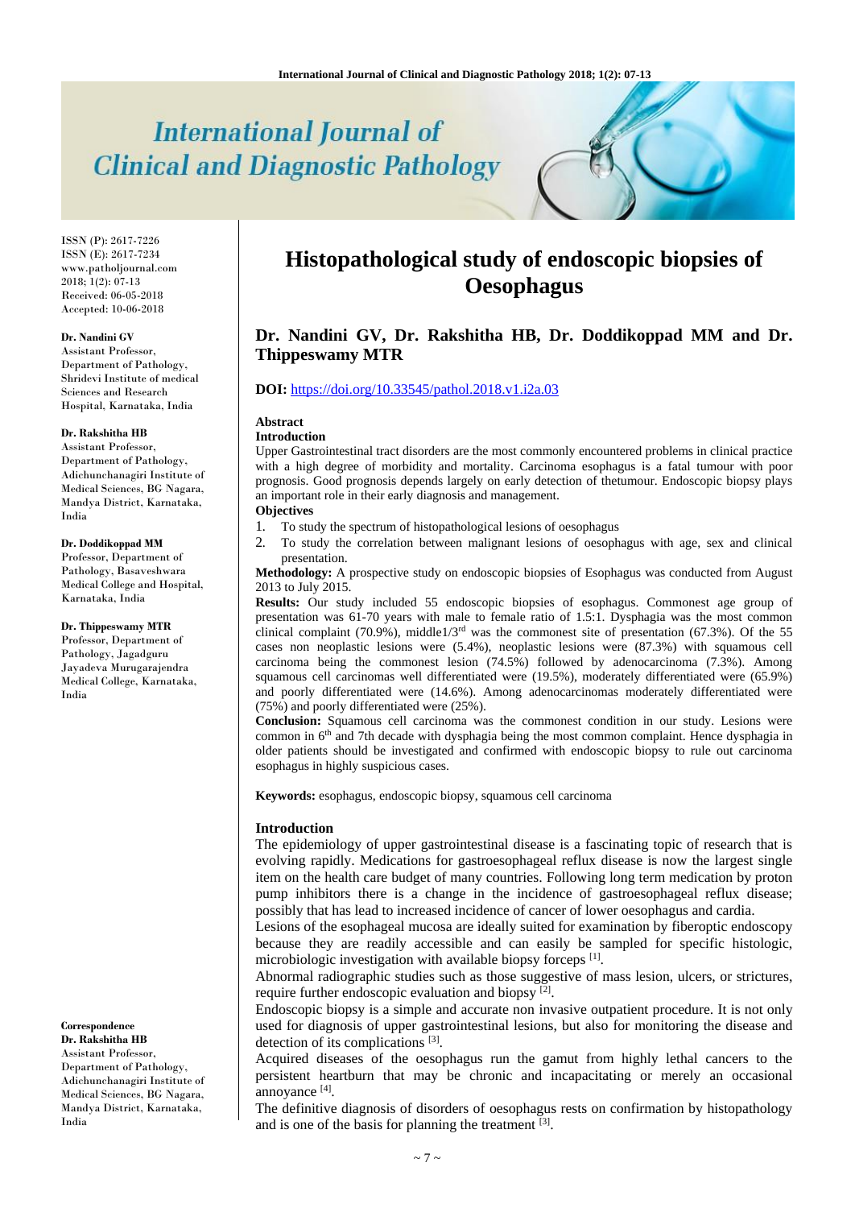# Histopathological study of endoscopic biopsies of Oesophagus

**Dr. Nandini GV, Dr. Rakshitha HB, Dr. Doddikoppad MM and Dr. Thippeswamy MTR**

**DOI:** https://doi.org/10.33545/pathol.2018.v1.i2a.03

ISSN (P): 2617-7226
ISSN (E): 2617-7234
www.patholjournal.com
2018; 1(2): 07-13
Received: 06-05-2018
Accepted: 10-06-2018

**Dr. Nandini GV**
Assistant Professor, Department of Pathology, Shridevi Institute of medical Sciences and Research Hospital, Karnataka, India

**Dr. Rakshitha HB**
Assistant Professor, Department of Pathology, Adichunchanagiri Institute of Medical Sciences, BG Nagara, Mandya District, Karnataka, India

**Dr. Doddikoppad MM**
Professor, Department of Pathology, Basaveshwara Medical College and Hospital, Karnataka, India

**Dr. Thippeswamy MTR**
Professor, Department of Pathology, Jagadguru Jayadeva Murugarajendra Medical College, Karnataka, India

**Correspondence**
**Dr. Rakshitha HB**
Assistant Professor, Department of Pathology, Adichunchanagiri Institute of Medical Sciences, BG Nagara, Mandya District, Karnataka, India

## Abstract

### Introduction

Upper Gastrointestinal tract disorders are the most commonly encountered problems in clinical practice with a high degree of morbidity and mortality. Carcinoma esophagus is a fatal tumour with poor prognosis. Good prognosis depends largely on early detection of thetumour. Endoscopic biopsy plays an important role in their early diagnosis and management.

### Objectives

1. To study the spectrum of histopathological lesions of oesophagus
2. To study the correlation between malignant lesions of oesophagus with age, sex and clinical presentation.

**Methodology:** A prospective study on endoscopic biopsies of Esophagus was conducted from August 2013 to July 2015.

**Results:** Our study included 55 endoscopic biopsies of esophagus. Commonest age group of presentation was 61-70 years with male to female ratio of 1.5:1. Dysphagia was the most common clinical complaint (70.9%), middle1/3rd was the commonest site of presentation (67.3%). Of the 55 cases non neoplastic lesions were (5.4%), neoplastic lesions were (87.3%) with squamous cell carcinoma being the commonest lesion (74.5%) followed by adenocarcinoma (7.3%). Among squamous cell carcinomas well differentiated were (19.5%), moderately differentiated were (65.9%) and poorly differentiated were (14.6%). Among adenocarcinomas moderately differentiated were (75%) and poorly differentiated were (25%).

**Conclusion:** Squamous cell carcinoma was the commonest condition in our study. Lesions were common in 6th and 7th decade with dysphagia being the most common complaint. Hence dysphagia in older patients should be investigated and confirmed with endoscopic biopsy to rule out carcinoma esophagus in highly suspicious cases.

**Keywords:** esophagus, endoscopic biopsy, squamous cell carcinoma

## Introduction

The epidemiology of upper gastrointestinal disease is a fascinating topic of research that is evolving rapidly. Medications for gastroesophageal reflux disease is now the largest single item on the health care budget of many countries. Following long term medication by proton pump inhibitors there is a change in the incidence of gastroesophageal reflux disease; possibly that has lead to increased incidence of cancer of lower oesophagus and cardia.

Lesions of the esophageal mucosa are ideally suited for examination by fiberoptic endoscopy because they are readily accessible and can easily be sampled for specific histologic, microbiologic investigation with available biopsy forceps [1].

Abnormal radiographic studies such as those suggestive of mass lesion, ulcers, or strictures, require further endoscopic evaluation and biopsy [2].

Endoscopic biopsy is a simple and accurate non invasive outpatient procedure. It is not only used for diagnosis of upper gastrointestinal lesions, but also for monitoring the disease and detection of its complications [3].

Acquired diseases of the oesophagus run the gamut from highly lethal cancers to the persistent heartburn that may be chronic and incapacitating or merely an occasional annoyance [4].

The definitive diagnosis of disorders of oesophagus rests on confirmation by histopathology and is one of the basis for planning the treatment [3].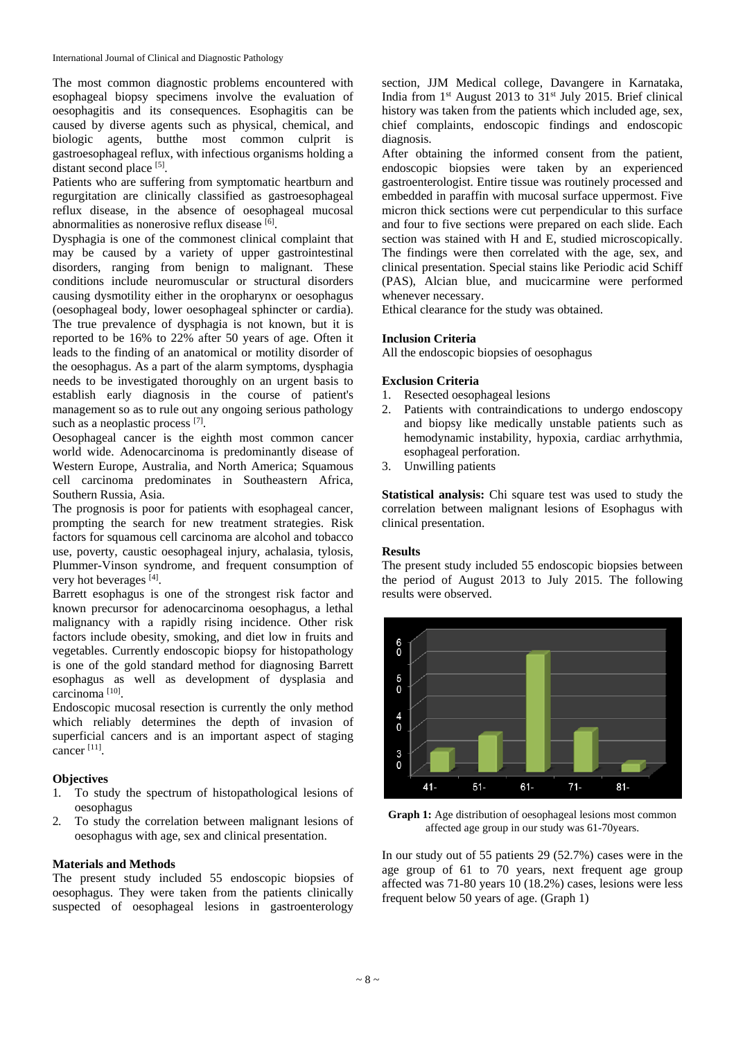The most common diagnostic problems encountered with esophageal biopsy specimens involve the evaluation of oesophagitis and its consequences. Esophagitis can be caused by diverse agents such as physical, chemical, and biologic agents, butthe most common culprit is gastroesophageal reflux, with infectious organisms holding a distant second place [5].

Patients who are suffering from symptomatic heartburn and regurgitation are clinically classified as gastroesophageal reflux disease, in the absence of oesophageal mucosal abnormalities as nonerosive reflux disease [6].

Dysphagia is one of the commonest clinical complaint that may be caused by a variety of upper gastrointestinal disorders, ranging from benign to malignant. These conditions include neuromuscular or structural disorders causing dysmotility either in the oropharynx or oesophagus (oesophageal body, lower oesophageal sphincter or cardia). The true prevalence of dysphagia is not known, but it is reported to be 16% to 22% after 50 years of age. Often it leads to the finding of an anatomical or motility disorder of the oesophagus. As a part of the alarm symptoms, dysphagia needs to be investigated thoroughly on an urgent basis to establish early diagnosis in the course of patient's management so as to rule out any ongoing serious pathology such as a neoplastic process [7].

Oesophageal cancer is the eighth most common cancer world wide. Adenocarcinoma is predominantly disease of Western Europe, Australia, and North America; Squamous cell carcinoma predominates in Southeastern Africa, Southern Russia, Asia.

The prognosis is poor for patients with esophageal cancer, prompting the search for new treatment strategies. Risk factors for squamous cell carcinoma are alcohol and tobacco use, poverty, caustic oesophageal injury, achalasia, tylosis, Plummer-Vinson syndrome, and frequent consumption of very hot beverages [4].

Barrett esophagus is one of the strongest risk factor and known precursor for adenocarcinoma oesophagus, a lethal malignancy with a rapidly rising incidence. Other risk factors include obesity, smoking, and diet low in fruits and vegetables. Currently endoscopic biopsy for histopathology is one of the gold standard method for diagnosing Barrett esophagus as well as development of dysplasia and carcinoma [10].

Endoscopic mucosal resection is currently the only method which reliably determines the depth of invasion of superficial cancers and is an important aspect of staging cancer [11].

## Objectives

1. To study the spectrum of histopathological lesions of oesophagus
2. To study the correlation between malignant lesions of oesophagus with age, sex and clinical presentation.

## Materials and Methods

The present study included 55 endoscopic biopsies of oesophagus. They were taken from the patients clinically suspected of oesophageal lesions in gastroenterology section, JJM Medical college, Davangere in Karnataka, India from 1st August 2013 to 31st July 2015. Brief clinical history was taken from the patients which included age, sex, chief complaints, endoscopic findings and endoscopic diagnosis.

After obtaining the informed consent from the patient, endoscopic biopsies were taken by an experienced gastroenterologist. Entire tissue was routinely processed and embedded in paraffin with mucosal surface uppermost. Five micron thick sections were cut perpendicular to this surface and four to five sections were prepared on each slide. Each section was stained with H and E, studied microscopically. The findings were then correlated with the age, sex, and clinical presentation. Special stains like Periodic acid Schiff (PAS), Alcian blue, and mucicarmine were performed whenever necessary.

Ethical clearance for the study was obtained.

### Inclusion Criteria

All the endoscopic biopsies of oesophagus

### Exclusion Criteria

1. Resected oesophageal lesions
2. Patients with contraindications to undergo endoscopy and biopsy like medically unstable patients such as hemodynamic instability, hypoxia, cardiac arrhythmia, esophageal perforation.
3. Unwilling patients

**Statistical analysis:** Chi square test was used to study the correlation between malignant lesions of Esophagus with clinical presentation.

## Results

The present study included 55 endoscopic biopsies between the period of August 2013 to July 2015. The following results were observed.

**Graph 1:** Age distribution of oesophageal lesions most common affected age group in our study was 61-70years.

In our study out of 55 patients 29 (52.7%) cases were in the age group of 61 to 70 years, next frequent age group affected was 71-80 years 10 (18.2%) cases, lesions were less frequent below 50 years of age. (Graph 1)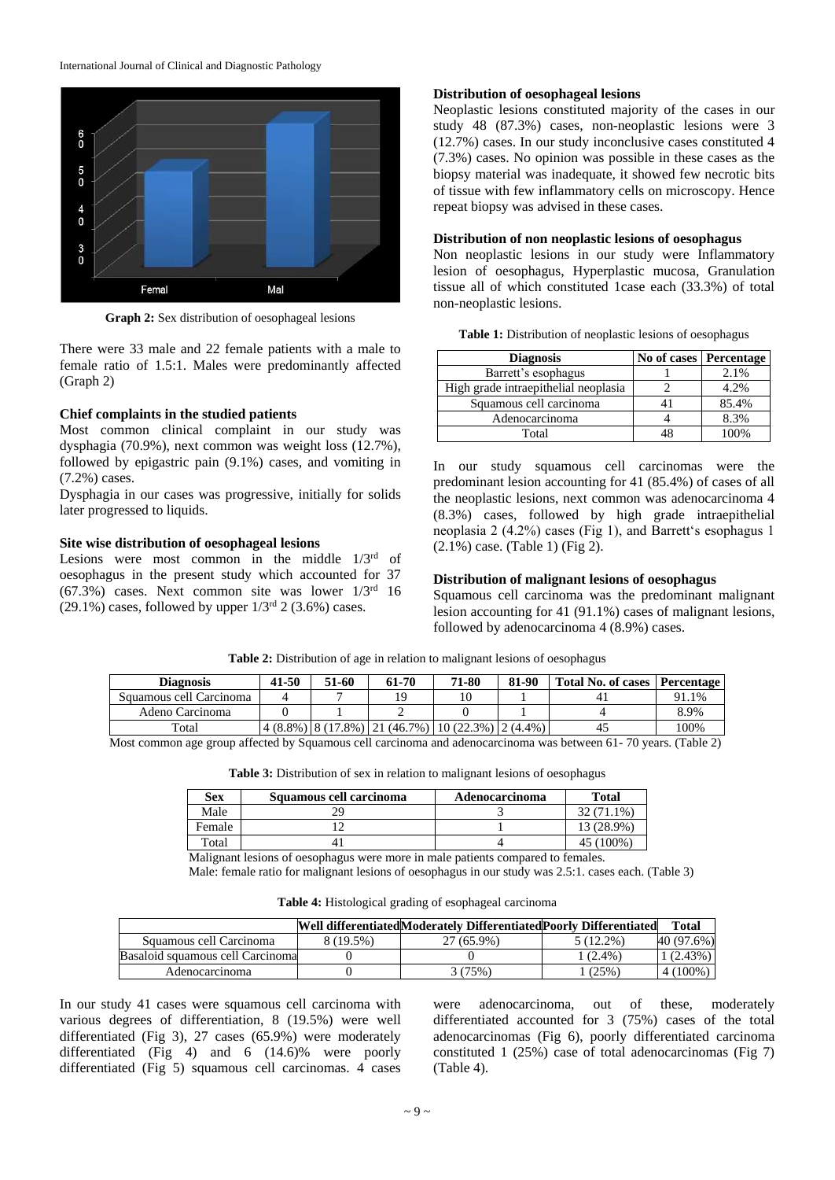Graph 2: Sex distribution of oesophageal lesions

There were 33 male and 22 female patients with a male to female ratio of 1.5:1. Males were predominantly affected (Graph 2)

### Chief complaints in the studied patients

Most common clinical complaint in our study was dysphagia (70.9%), next common was weight loss (12.7%), followed by epigastric pain (9.1%) cases, and vomiting in (7.2%) cases.

Dysphagia in our cases was progressive, initially for solids later progressed to liquids.

### Site wise distribution of oesophageal lesions

Lesions were most common in the middle 1/3rd of oesophagus in the present study which accounted for 37 (67.3%) cases. Next common site was lower 1/3rd 16 (29.1%) cases, followed by upper 1/3rd 2 (3.6%) cases.

### Distribution of oesophageal lesions

Neoplastic lesions constituted majority of the cases in our study 48 (87.3%) cases, non-neoplastic lesions were 3 (12.7%) cases. In our study inconclusive cases constituted 4 (7.3%) cases. No opinion was possible in these cases as the biopsy material was inadequate, it showed few necrotic bits of tissue with few inflammatory cells on microscopy. Hence repeat biopsy was advised in these cases.

### Distribution of non neoplastic lesions of oesophagus

Non neoplastic lesions in our study were Inflammatory lesion of oesophagus, Hyperplastic mucosa, Granulation tissue all of which constituted 1case each (33.3%) of total non-neoplastic lesions.

**Table 1:** Distribution of neoplastic lesions of oesophagus

| Diagnosis | No of cases | Percentage |
|---|---|---|
| Barrett's esophagus | 1 | 2.1% |
| High grade intraepithelial neoplasia | 2 | 4.2% |
| Squamous cell carcinoma | 41 | 85.4% |
| Adenocarcinoma | 4 | 8.3% |
| Total | 48 | 100% |

In our study squamous cell carcinomas were the predominant lesion accounting for 41 (85.4%) of cases of all the neoplastic lesions, next common was adenocarcinoma 4 (8.3%) cases, followed by high grade intraepithelial neoplasia 2 (4.2%) cases (Fig 1), and Barrett's esophagus 1 (2.1%) case. (Table 1) (Fig 2).

### Distribution of malignant lesions of oesophagus

Squamous cell carcinoma was the predominant malignant lesion accounting for 41 (91.1%) cases of malignant lesions, followed by adenocarcinoma 4 (8.9%) cases.

**Table 2:** Distribution of age in relation to malignant lesions of oesophagus

| Diagnosis | 41-50 | 51-60 | 61-70 | 71-80 | 81-90 | Total No. of cases | Percentage |
|---|---|---|---|---|---|---|---|
| Squamous cell Carcinoma | 4 | 7 | 19 | 10 | 1 | 41 | 91.1% |
| Adeno Carcinoma | 0 | 1 | 2 | 0 | 1 | 4 | 8.9% |
| Total | 4 (8.8%) | 8 (17.8%) | 21 (46.7%) | 10 (22.3%) | 2 (4.4%) | 45 | 100% |

Most common age group affected by Squamous cell carcinoma and adenocarcinoma was between 61- 70 years. (Table 2)

**Table 3:** Distribution of sex in relation to malignant lesions of oesophagus

| Sex | Squamous cell carcinoma | Adenocarcinoma | Total |
|---|---|---|---|
| Male | 29 | 3 | 32 (71.1%) |
| Female | 12 | 1 | 13 (28.9%) |
| Total | 41 | 4 | 45 (100%) |

Malignant lesions of oesophagus were more in male patients compared to females.

Male: female ratio for malignant lesions of oesophagus in our study was 2.5:1. cases each. (Table 3)

**Table 4:** Histological grading of esophageal carcinoma

| | Well differentiated | Moderately Differentiated | Poorly Differentiated | Total |
|---|---|---|---|---|
| Squamous cell Carcinoma | 8 (19.5%) | 27 (65.9%) | 5 (12.2%) | 40 (97.6%) |
| Basaloid squamous cell Carcinoma | 0 | 0 | 1 (2.4%) | 1 (2.43%) |
| Adenocarcinoma | 0 | 3 (75%) | 1 (25%) | 4 (100%) |

In our study 41 cases were squamous cell carcinoma with various degrees of differentiation, 8 (19.5%) were well differentiated (Fig 3), 27 cases (65.9%) were moderately differentiated (Fig 4) and 6 (14.6)% were poorly differentiated (Fig 5) squamous cell carcinomas. 4 cases were adenocarcinoma, out of these, moderately differentiated accounted for 3 (75%) cases of the total adenocarcinomas (Fig 6), poorly differentiated carcinoma constituted 1 (25%) case of total adenocarcinomas (Fig 7) (Table 4).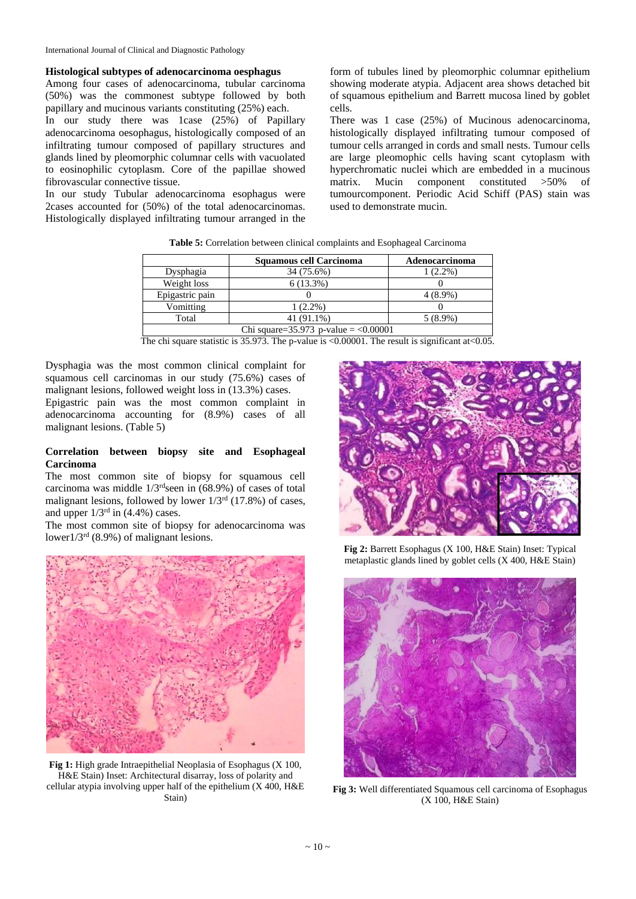### Histological subtypes of adenocarcinoma oesphagus

Among four cases of adenocarcinoma, tubular carcinoma (50%) was the commonest subtype followed by both papillary and mucinous variants constituting (25%) each.

In our study there was 1case (25%) of Papillary adenocarcinoma oesophagus, histologically composed of an infiltrating tumour composed of papillary structures and glands lined by pleomorphic columnar cells with vacuolated to eosinophilic cytoplasm. Core of the papillae showed fibrovascular connective tissue.

In our study Tubular adenocarcinoma esophagus were 2cases accounted for (50%) of the total adenocarcinomas. Histologically displayed infiltrating tumour arranged in the form of tubules lined by pleomorphic columnar epithelium showing moderate atypia. Adjacent area shows detached bit of squamous epithelium and Barrett mucosa lined by goblet cells.

There was 1 case (25%) of Mucinous adenocarcinoma, histologically displayed infiltrating tumour composed of tumour cells arranged in cords and small nests. Tumour cells are large pleomophic cells having scant cytoplasm with hyperchromatic nuclei which are embedded in a mucinous matrix. Mucin component constituted >50% of tumourcomponent. Periodic Acid Schiff (PAS) stain was used to demonstrate mucin.

**Table 5:** Correlation between clinical complaints and Esophageal Carcinoma

| | Squamous cell Carcinoma | Adenocarcinoma |
|---|---|---|
| Dysphagia | 34 (75.6%) | 1 (2.2%) |
| Weight loss | 6 (13.3%) | 0 |
| Epigastric pain | 0 | 4 (8.9%) |
| Vomitting | 1 (2.2%) | 0 |
| Total | 41 (91.1%) | 5 (8.9%) |
| Chi square=35.973 p-value = <0.00001 | | |

The chi square statistic is 35.973. The p-value is <0.00001. The result is significant at<0.05.

Dysphagia was the most common clinical complaint for squamous cell carcinomas in our study (75.6%) cases of malignant lesions, followed weight loss in (13.3%) cases.

Epigastric pain was the most common complaint in adenocarcinoma accounting for (8.9%) cases of all malignant lesions. (Table 5)

### Correlation between biopsy site and Esophageal Carcinoma

The most common site of biopsy for squamous cell carcinoma was middle 1/3rd seen in (68.9%) of cases of total malignant lesions, followed by lower 1/3rd (17.8%) of cases, and upper 1/3rd in (4.4%) cases.

The most common site of biopsy for adenocarcinoma was lower1/3rd (8.9%) of malignant lesions.

**Fig 1:** High grade Intraepithelial Neoplasia of Esophagus (X 100, H&E Stain) Inset: Architectural disarray, loss of polarity and cellular atypia involving upper half of the epithelium (X 400, H&E Stain)

**Fig 2:** Barrett Esophagus (X 100, H&E Stain) Inset: Typical metaplastic glands lined by goblet cells (X 400, H&E Stain)

**Fig 3:** Well differentiated Squamous cell carcinoma of Esophagus (X 100, H&E Stain)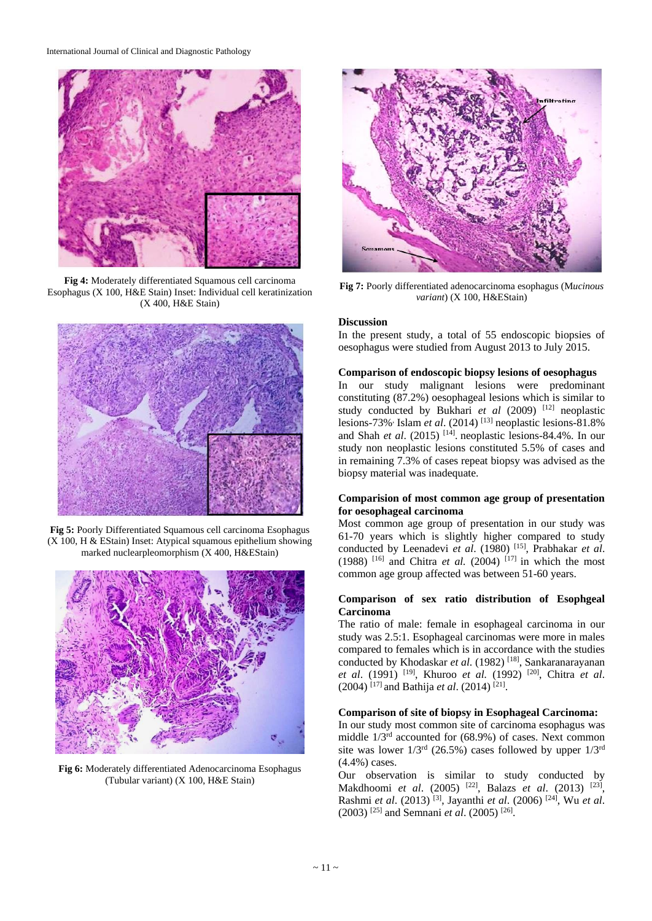Fig 4: Moderately differentiated Squamous cell carcinoma Esophagus (X 100, H&E Stain) Inset: Individual cell keratinization (X 400, H&E Stain)

Fig 5: Poorly Differentiated Squamous cell carcinoma Esophagus (X 100, H & EStain) Inset: Atypical squamous epithelium showing marked nuclearpleomorphism (X 400, H&EStain)

Fig 6: Moderately differentiated Adenocarcinoma Esophagus (Tubular variant) (X 100, H&E Stain)

Fig 7: Poorly differentiated adenocarcinoma esophagus (M*ucinous variant*) (X 100, H&EStain)

## Discussion

In the present study, a total of 55 endoscopic biopsies of oesophagus were studied from August 2013 to July 2015.

### Comparison of endoscopic biopsy lesions of oesophagus

In our study malignant lesions were predominant constituting (87.2%) oesophageal lesions which is similar to study conducted by Bukhari *et al* (2009) [12] neoplastic lesions-73%, Islam *et al*. (2014) [13] neoplastic lesions-81.8% and Shah *et al*. (2015) [14]. neoplastic lesions-84.4%. In our study non neoplastic lesions constituted 5.5% of cases and in remaining 7.3% of cases repeat biopsy was advised as the biopsy material was inadequate.

### Comparision of most common age group of presentation for oesophageal carcinoma

Most common age group of presentation in our study was 61-70 years which is slightly higher compared to study conducted by Leenadevi *et al*. (1980) [15], Prabhakar *et al*. (1988) [16] and Chitra *et al.* (2004) [17] in which the most common age group affected was between 51-60 years.

### Comparison of sex ratio distribution of Esophgeal Carcinoma

The ratio of male: female in esophageal carcinoma in our study was 2.5:1. Esophageal carcinomas were more in males compared to females which is in accordance with the studies conducted by Khodaskar *et al*. (1982) [18], Sankaranarayanan *et al*. (1991) [19], Khuroo *et al.* (1992) [20], Chitra *et al*. (2004) [17] and Bathija *et al*. (2014) [21].

### Comparison of site of biopsy in Esophageal Carcinoma:

In our study most common site of carcinoma esophagus was middle 1/3rd accounted for (68.9%) of cases. Next common site was lower 1/3rd (26.5%) cases followed by upper 1/3rd (4.4%) cases.

Our observation is similar to study conducted by Makdhoomi *et al*. (2005) [22], Balazs *et al*. (2013) [23], Rashmi *et al*. (2013) [3], Jayanthi *et al*. (2006) [24], Wu *et al*. (2003) [25] and Semnani *et al*. (2005) [26].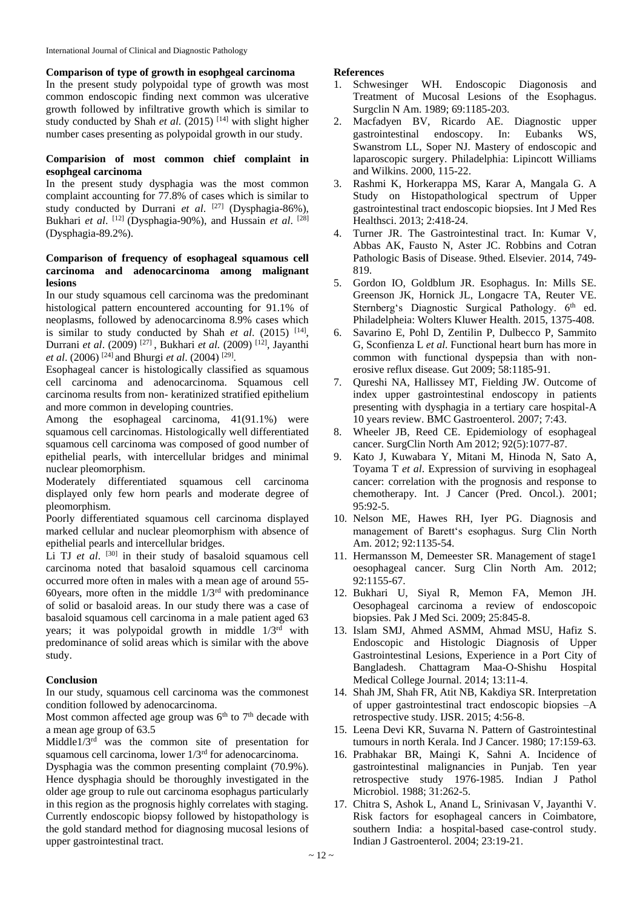### Comparison of type of growth in esophgeal carcinoma

In the present study polypoidal type of growth was most common endoscopic finding next common was ulcerative growth followed by infiltrative growth which is similar to study conducted by Shah *et al*. (2015) [14] with slight higher number cases presenting as polypoidal growth in our study.

### Comparision of most common chief complaint in esophgeal carcinoma

In the present study dysphagia was the most common complaint accounting for 77.8% of cases which is similar to study conducted by Durrani *et al*. [27] (Dysphagia-86%), Bukhari *et al*. [12] (Dysphagia-90%), and Hussain *et al*. [28] (Dysphagia-89.2%).

### Comparison of frequency of esophageal squamous cell carcinoma and adenocarcinoma among malignant lesions

In our study squamous cell carcinoma was the predominant histological pattern encountered accounting for 91.1% of neoplasms, followed by adenocarcinoma 8.9% cases which is similar to study conducted by Shah *et al*. (2015) [14], Durrani *et al*. (2009) [27], Bukhari *et al.* (2009) [12], Jayanthi *et al*. (2006) [24] and Bhurgi *et al*. (2004) [29].

Esophageal cancer is histologically classified as squamous cell carcinoma and adenocarcinoma. Squamous cell carcinoma results from non- keratinized stratified epithelium and more common in developing countries.

Among the esophageal carcinoma, 41(91.1%) were squamous cell carcinomas. Histologically well differentiated squamous cell carcinoma was composed of good number of epithelial pearls, with intercellular bridges and minimal nuclear pleomorphism.

Moderately differentiated squamous cell carcinoma displayed only few horn pearls and moderate degree of pleomorphism.

Poorly differentiated squamous cell carcinoma displayed marked cellular and nuclear pleomorphism with absence of epithelial pearls and intercellular bridges.

Li TJ *et al*. [30] in their study of basaloid squamous cell carcinoma noted that basaloid squamous cell carcinoma occurred more often in males with a mean age of around 55-60years, more often in the middle 1/3rd with predominance of solid or basaloid areas. In our study there was a case of basaloid squamous cell carcinoma in a male patient aged 63 years; it was polypoidal growth in middle 1/3rd with predominance of solid areas which is similar with the above study.

### Conclusion

In our study, squamous cell carcinoma was the commonest condition followed by adenocarcinoma.

Most common affected age group was 6th to 7th decade with a mean age group of 63.5

Middle1/3rd was the common site of presentation for squamous cell carcinoma, lower 1/3rd for adenocarcinoma.

Dysphagia was the common presenting complaint (70.9%). Hence dysphagia should be thoroughly investigated in the older age group to rule out carcinoma esophagus particularly in this region as the prognosis highly correlates with staging. Currently endoscopic biopsy followed by histopathology is the gold standard method for diagnosing mucosal lesions of upper gastrointestinal tract.

### References

1. Schwesinger WH. Endoscopic Diagonosis and Treatment of Mucosal Lesions of the Esophagus. Surgclin N Am. 1989; 69:1185-203.
2. Macfadyen BV, Ricardo AE. Diagnostic upper gastrointestinal endoscopy. In: Eubanks WS, Swanstrom LL, Soper NJ. Mastery of endoscopic and laparoscopic surgery. Philadelphia: Lipincott Williams and Wilkins. 2000, 115-22.
3. Rashmi K, Horkerappa MS, Karar A, Mangala G. A Study on Histopathological spectrum of Upper gastrointestinal tract endoscopic biopsies. Int J Med Res Healthsci. 2013; 2:418-24.
4. Turner JR. The Gastrointestinal tract. In: Kumar V, Abbas AK, Fausto N, Aster JC. Robbins and Cotran Pathologic Basis of Disease. 9thed. Elsevier. 2014, 749-819.
5. Gordon IO, Goldblum JR. Esophagus. In: Mills SE. Greenson JK, Hornick JL, Longacre TA, Reuter VE. Sternberg's Diagnostic Surgical Pathology. 6th ed. Philadelpheia: Wolters Kluwer Health. 2015, 1375-408.
6. Savarino E, Pohl D, Zentilin P, Dulbecco P, Sammito G, Sconfienza L *et al*. Functional heart burn has more in common with functional dyspepsia than with non-erosive reflux disease. Gut 2009; 58:1185-91.
7. Qureshi NA, Hallissey MT, Fielding JW. Outcome of index upper gastrointestinal endoscopy in patients presenting with dysphagia in a tertiary care hospital-A 10 years review. BMC Gastroenterol. 2007; 7:43.
8. Wheeler JB, Reed CE. Epidemiology of esophageal cancer. SurgClin North Am 2012; 92(5):1077-87.
9. Kato J, Kuwabara Y, Mitani M, Hinoda N, Sato A, Toyama T *et al*. Expression of surviving in esophageal cancer: correlation with the prognosis and response to chemotherapy. Int. J Cancer (Pred. Oncol.). 2001; 95:92-5.
10. Nelson ME, Hawes RH, Iyer PG. Diagnosis and management of Barett's esophagus. Surg Clin North Am. 2012; 92:1135-54.
11. Hermansson M, Demeester SR. Management of stage1 oesophageal cancer. Surg Clin North Am. 2012; 92:1155-67.
12. Bukhari U, Siyal R, Memon FA, Memon JH. Oesophageal carcinoma a review of endoscopoic biopsies. Pak J Med Sci. 2009; 25:845-8.
13. Islam SMJ, Ahmed ASMM, Ahmad MSU, Hafiz S. Endoscopic and Histologic Diagnosis of Upper Gastrointestinal Lesions, Experience in a Port City of Bangladesh. Chattagram Maa-O-Shishu Hospital Medical College Journal. 2014; 13:11-4.
14. Shah JM, Shah FR, Atit NB, Kakdiya SR. Interpretation of upper gastrointestinal tract endoscopic biopsies –A retrospective study. IJSR. 2015; 4:56-8.
15. Leena Devi KR, Suvarna N. Pattern of Gastrointestinal tumours in north Kerala. Ind J Cancer. 1980; 17:159-63.
16. Prabhakar BR, Maingi K, Sahni A. Incidence of gastrointestinal malignancies in Punjab. Ten year retrospective study 1976-1985. Indian J Pathol Microbiol. 1988; 31:262-5.
17. Chitra S, Ashok L, Anand L, Srinivasan V, Jayanthi V. Risk factors for esophageal cancers in Coimbatore, southern India: a hospital-based case-control study. Indian J Gastroenterol. 2004; 23:19-21.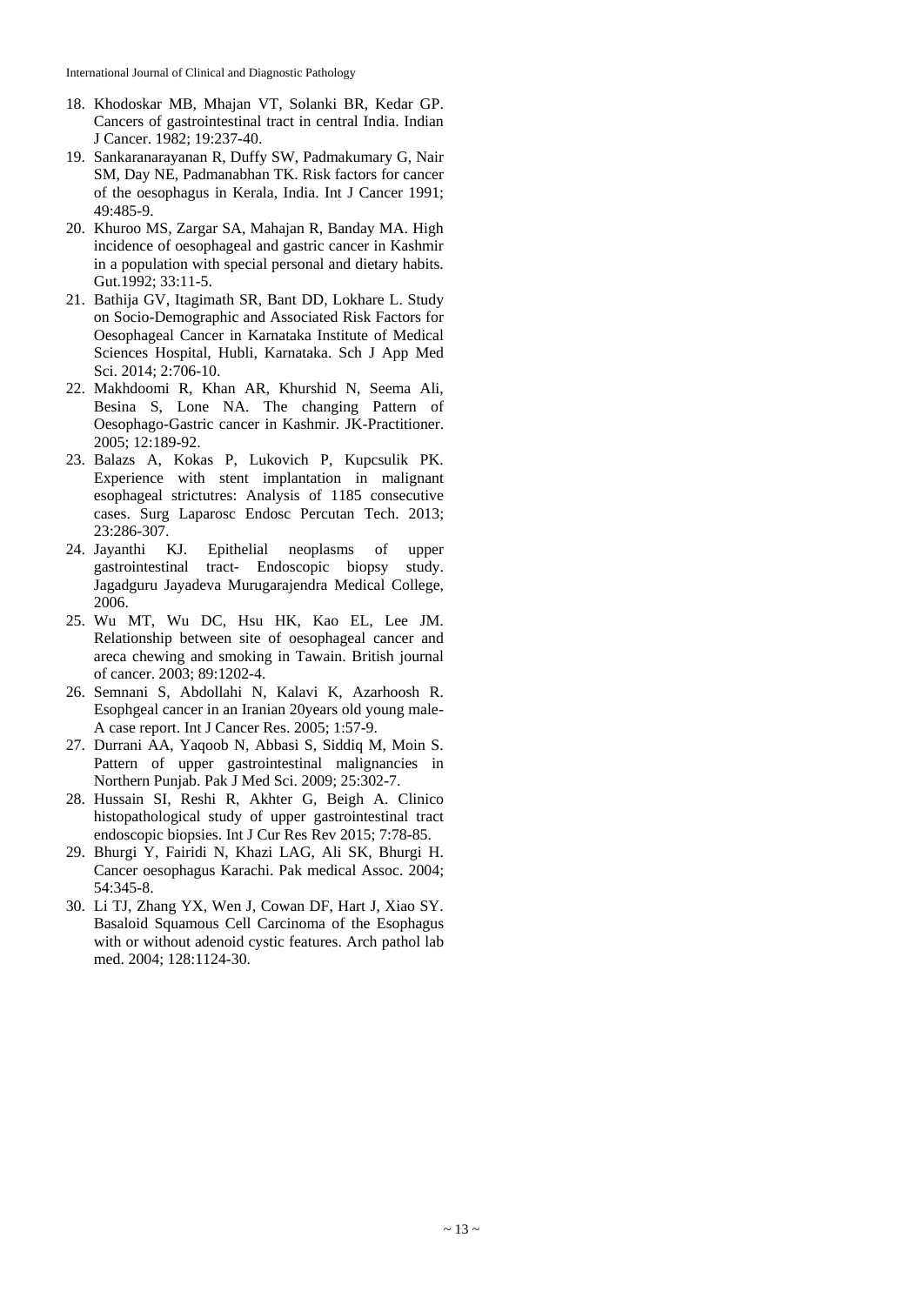18. Khodoskar MB, Mhajan VT, Solanki BR, Kedar GP. Cancers of gastrointestinal tract in central India. Indian J Cancer. 1982; 19:237-40.
19. Sankaranarayanan R, Duffy SW, Padmakumary G, Nair SM, Day NE, Padmanabhan TK. Risk factors for cancer of the oesophagus in Kerala, India. Int J Cancer 1991; 49:485-9.
20. Khuroo MS, Zargar SA, Mahajan R, Banday MA. High incidence of oesophageal and gastric cancer in Kashmir in a population with special personal and dietary habits. Gut.1992; 33:11-5.
21. Bathija GV, Itagimath SR, Bant DD, Lokhare L. Study on Socio-Demographic and Associated Risk Factors for Oesophageal Cancer in Karnataka Institute of Medical Sciences Hospital, Hubli, Karnataka. Sch J App Med Sci. 2014; 2:706-10.
22. Makhdoomi R, Khan AR, Khurshid N, Seema Ali, Besina S, Lone NA. The changing Pattern of Oesophago-Gastric cancer in Kashmir. JK-Practitioner. 2005; 12:189-92.
23. Balazs A, Kokas P, Lukovich P, Kupcsulik PK. Experience with stent implantation in malignant esophageal strictutres: Analysis of 1185 consecutive cases. Surg Laparosc Endosc Percutan Tech. 2013; 23:286-307.
24. Jayanthi KJ. Epithelial neoplasms of upper gastrointestinal tract- Endoscopic biopsy study. Jagadguru Jayadeva Murugarajendra Medical College, 2006.
25. Wu MT, Wu DC, Hsu HK, Kao EL, Lee JM. Relationship between site of oesophageal cancer and areca chewing and smoking in Tawain. British journal of cancer. 2003; 89:1202-4.
26. Semnani S, Abdollahi N, Kalavi K, Azarhoosh R. Esophgeal cancer in an Iranian 20years old young male- A case report. Int J Cancer Res. 2005; 1:57-9.
27. Durrani AA, Yaqoob N, Abbasi S, Siddiq M, Moin S. Pattern of upper gastrointestinal malignancies in Northern Punjab. Pak J Med Sci. 2009; 25:302-7.
28. Hussain SI, Reshi R, Akhter G, Beigh A. Clinico histopathological study of upper gastrointestinal tract endoscopic biopsies. Int J Cur Res Rev 2015; 7:78-85.
29. Bhurgi Y, Fairidi N, Khazi LAG, Ali SK, Bhurgi H. Cancer oesophagus Karachi. Pak medical Assoc. 2004; 54:345-8.
30. Li TJ, Zhang YX, Wen J, Cowan DF, Hart J, Xiao SY. Basaloid Squamous Cell Carcinoma of the Esophagus with or without adenoid cystic features. Arch pathol lab med. 2004; 128:1124-30.